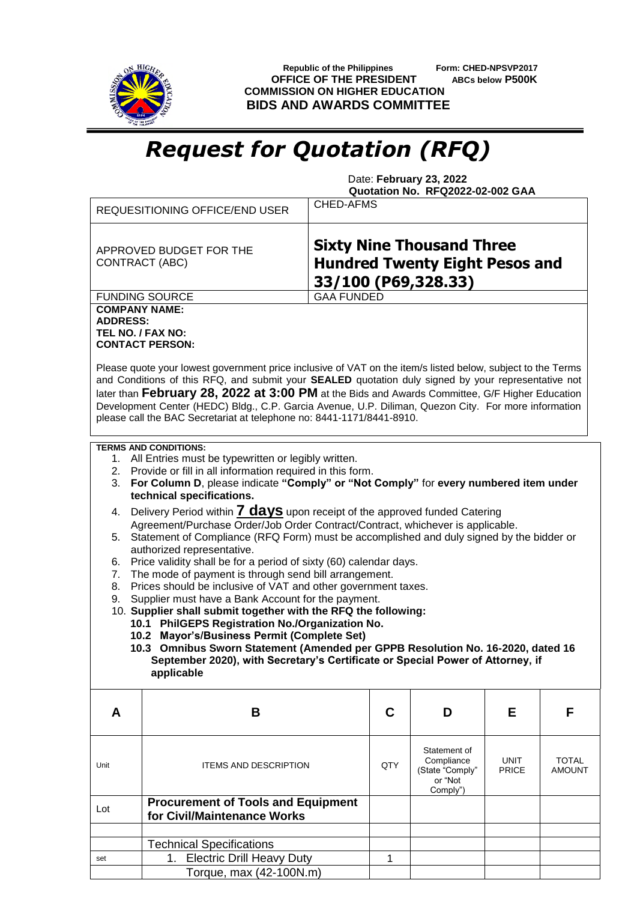Republic of the Philippines
**OFFICE OF THE PRESIDENT**
**COMMISSION ON HIGHER EDUCATION**
**BIDS AND AWARDS COMMITTEE**

**Form: CHED-NPSVP2017**
**ABCs below P500K**

# *Request for Quotation (RFQ)*

Date: **February 23, 2022**
**Quotation No. RFQ2022-02-002 GAA**

| | |
|---|---|
| REQUESITIONING OFFICE/END USER | CHED-AFMS |
| APPROVED BUDGET FOR THE CONTRACT (ABC) | **Sixty Nine Thousand Three Hundred Twenty Eight Pesos and 33/100 (P69,328.33)** |
| FUNDING SOURCE | GAA FUNDED |

**COMPANY NAME:**
**ADDRESS:**
**TEL NO. / FAX NO:**
**CONTACT PERSON:**

Please quote your lowest government price inclusive of VAT on the item/s listed below, subject to the Terms and Conditions of this RFQ, and submit your **SEALED** quotation duly signed by your representative not later than **February 28, 2022 at 3:00 PM** at the Bids and Awards Committee, G/F Higher Education Development Center (HEDC) Bldg., C.P. Garcia Avenue, U.P. Diliman, Quezon City. For more information please call the BAC Secretariat at telephone no: 8441-1171/8441-8910.

**TERMS AND CONDITIONS:**

1. All Entries must be typewritten or legibly written.
2. Provide or fill in all information required in this form.
3. **For Column D**, please indicate **"Comply" or "Not Comply"** for **every numbered item under technical specifications.**
4. Delivery Period within **7 days** upon receipt of the approved funded Catering Agreement/Purchase Order/Job Order Contract/Contract, whichever is applicable.
5. Statement of Compliance (RFQ Form) must be accomplished and duly signed by the bidder or authorized representative.
6. Price validity shall be for a period of sixty (60) calendar days.
7. The mode of payment is through send bill arrangement.
8. Prices should be inclusive of VAT and other government taxes.
9. Supplier must have a Bank Account for the payment.
10. **Supplier shall submit together with the RFQ the following:**
    - **10.1 PhilGEPS Registration No./Organization No.**
    - **10.2 Mayor's/Business Permit (Complete Set)**
    - **10.3 Omnibus Sworn Statement (Amended per GPPB Resolution No. 16-2020, dated 16 September 2020), with Secretary's Certificate or Special Power of Attorney, if applicable**

| A | B | C | D | E | F |
|---|---|---|---|---|---|
| Unit | ITEMS AND DESCRIPTION | QTY | Statement of Compliance (State "Comply" or "Not Comply") | UNIT PRICE | TOTAL AMOUNT |
| Lot | **Procurement of Tools and Equipment for Civil/Maintenance Works** | | | | |
| | | | | | |
| | Technical Specifications | | | | |
| set | 1. Electric Drill Heavy Duty | 1 | | | |
| | Torque, max (42-100N.m) | | | | |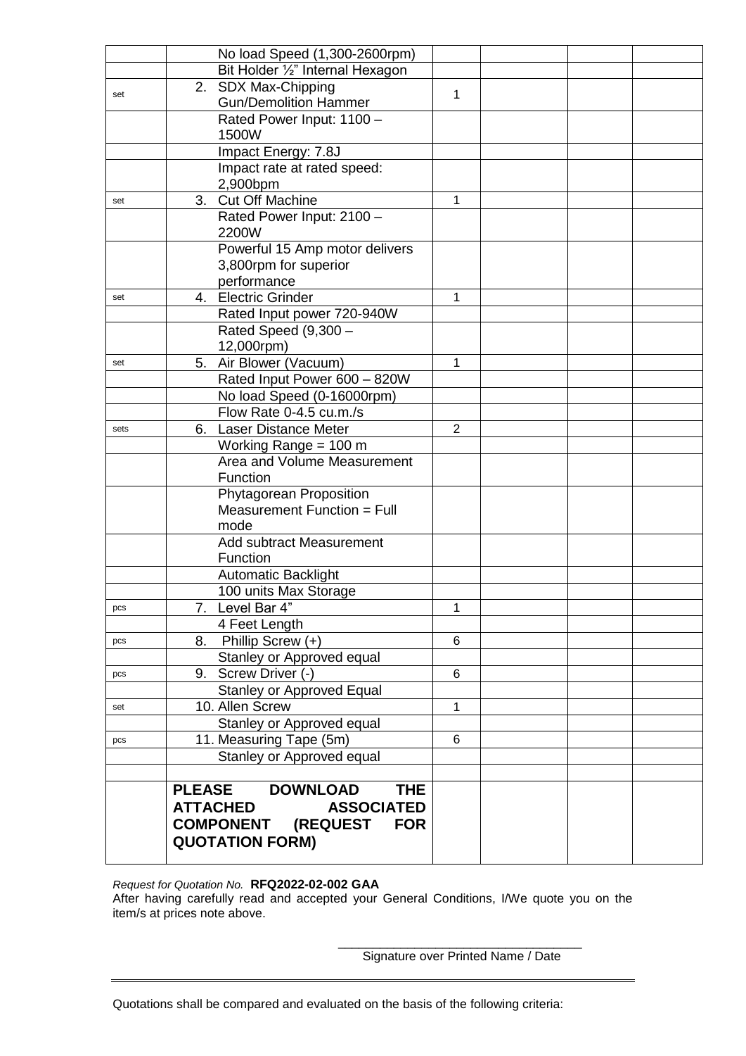| | | | | | |
|---|---|---|---|---|---|
| | No load Speed (1,300-2600rpm) | | | | |
| | Bit Holder ½" Internal Hexagon | | | | |
| set | 2. SDX Max-Chipping Gun/Demolition Hammer | 1 | | | |
| | Rated Power Input: 1100 – 1500W | | | | |
| | Impact Energy: 7.8J | | | | |
| | Impact rate at rated speed: 2,900bpm | | | | |
| set | 3. Cut Off Machine | 1 | | | |
| | Rated Power Input: 2100 – 2200W | | | | |
| | Powerful 15 Amp motor delivers 3,800rpm for superior performance | | | | |
| set | 4. Electric Grinder | 1 | | | |
| | Rated Input power 720-940W | | | | |
| | Rated Speed (9,300 – 12,000rpm) | | | | |
| set | 5. Air Blower (Vacuum) | 1 | | | |
| | Rated Input Power 600 – 820W | | | | |
| | No load Speed (0-16000rpm) | | | | |
| | Flow Rate 0-4.5 cu.m./s | | | | |
| sets | 6. Laser Distance Meter | 2 | | | |
| | Working Range = 100 m | | | | |
| | Area and Volume Measurement Function | | | | |
| | Phytagorean Proposition Measurement Function = Full mode | | | | |
| | Add subtract Measurement Function | | | | |
| | Automatic Backlight | | | | |
| | 100 units Max Storage | | | | |
| pcs | 7. Level Bar 4" | 1 | | | |
| | 4 Feet Length | | | | |
| pcs | 8. Phillip Screw (+) | 6 | | | |
| | Stanley or Approved equal | | | | |
| pcs | 9. Screw Driver (-) | 6 | | | |
| | Stanley or Approved Equal | | | | |
| set | 10. Allen Screw | 1 | | | |
| | Stanley or Approved equal | | | | |
| pcs | 11. Measuring Tape (5m) | 6 | | | |
| | Stanley or Approved equal | | | | |
| | | | | | |
| | **PLEASE DOWNLOAD THE ATTACHED ASSOCIATED COMPONENT (REQUEST FOR QUOTATION FORM)** | | | | |

*Request for Quotation No.* **RFQ2022-02-002 GAA**

After having carefully read and accepted your General Conditions, I/We quote you on the item/s at prices note above.

\_\_\_\_\_\_\_\_\_\_\_\_\_\_\_\_\_\_\_\_\_\_\_\_\_\_\_\_\_\_\_\_\_\_\_\_

Signature over Printed Name / Date

---

Quotations shall be compared and evaluated on the basis of the following criteria: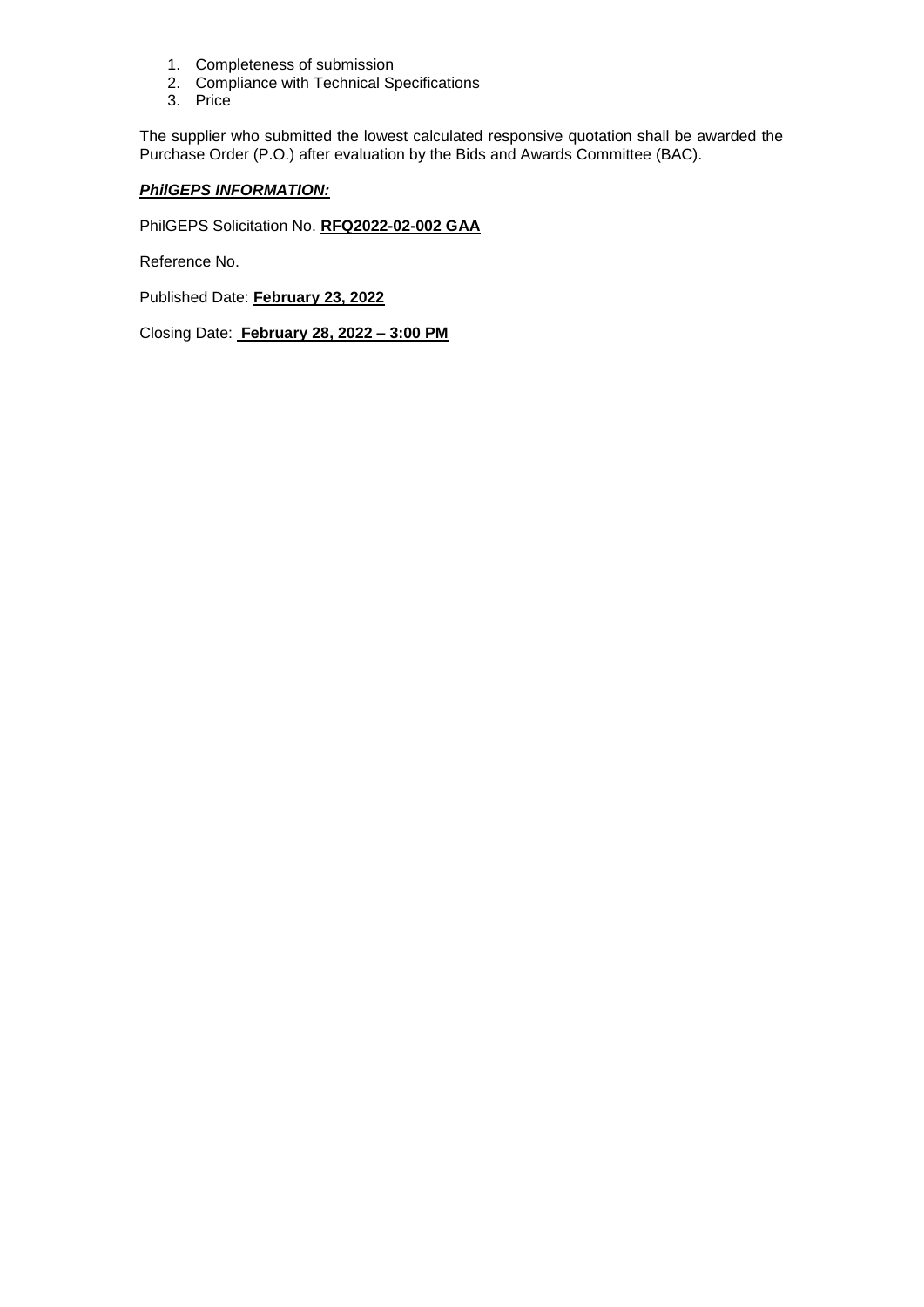1. Completeness of submission
2. Compliance with Technical Specifications
3. Price

The supplier who submitted the lowest calculated responsive quotation shall be awarded the Purchase Order (P.O.) after evaluation by the Bids and Awards Committee (BAC).

***PhilGEPS INFORMATION:***

PhilGEPS Solicitation No. **RFQ2022-02-002 GAA**

Reference No.

Published Date: **February 23, 2022**

Closing Date: **February 28, 2022 – 3:00 PM**